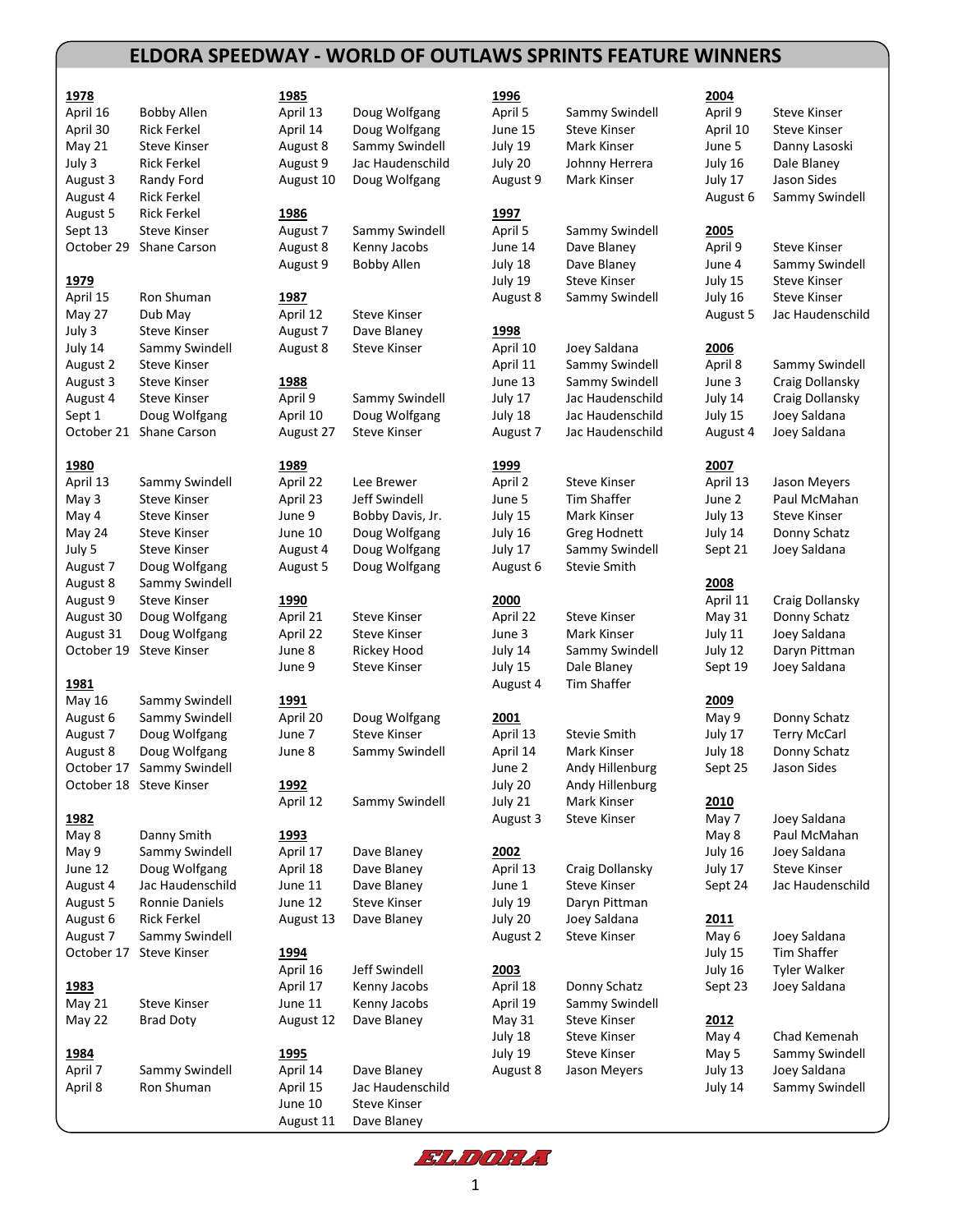# ELDORA SPEEDWAY - WORLD OF OUTLAWS SPRINTS FEATURE WINNERS

**1978**

| Date | Winner |
|---|---|
| April 16 | Bobby Allen |
| April 30 | Rick Ferkel |
| May 21 | Steve Kinser |
| July 3 | Rick Ferkel |
| August 3 | Randy Ford |
| August 4 | Rick Ferkel |
| August 5 | Rick Ferkel |
| Sept 13 | Steve Kinser |
| October 29 | Shane Carson |

**1979**

| Date | Winner |
|---|---|
| April 15 | Ron Shuman |
| May 27 | Dub May |
| July 3 | Steve Kinser |
| July 14 | Sammy Swindell |
| August 2 | Steve Kinser |
| August 3 | Steve Kinser |
| August 4 | Steve Kinser |
| Sept 1 | Doug Wolfgang |
| October 21 | Shane Carson |

**1980**

| Date | Winner |
|---|---|
| April 13 | Sammy Swindell |
| May 3 | Steve Kinser |
| May 4 | Steve Kinser |
| May 24 | Steve Kinser |
| July 5 | Steve Kinser |
| August 7 | Doug Wolfgang |
| August 8 | Sammy Swindell |
| August 9 | Steve Kinser |
| August 30 | Doug Wolfgang |
| August 31 | Doug Wolfgang |
| October 19 | Steve Kinser |

**1981**

| Date | Winner |
|---|---|
| May 16 | Sammy Swindell |
| August 6 | Sammy Swindell |
| August 7 | Doug Wolfgang |
| August 8 | Doug Wolfgang |
| October 17 | Sammy Swindell |
| October 18 | Steve Kinser |

**1982**

| Date | Winner |
|---|---|
| May 8 | Danny Smith |
| May 9 | Sammy Swindell |
| June 12 | Doug Wolfgang |
| August 4 | Jac Haudenschild |
| August 5 | Ronnie Daniels |
| August 6 | Rick Ferkel |
| August 7 | Sammy Swindell |
| October 17 | Steve Kinser |

**1983**

| Date | Winner |
|---|---|
| May 21 | Steve Kinser |
| May 22 | Brad Doty |

**1984**

| Date | Winner |
|---|---|
| April 7 | Sammy Swindell |
| April 8 | Ron Shuman |

**1985**

| Date | Winner |
|---|---|
| April 13 | Doug Wolfgang |
| April 14 | Doug Wolfgang |
| August 8 | Sammy Swindell |
| August 9 | Jac Haudenschild |
| August 10 | Doug Wolfgang |

**1986**

| Date | Winner |
|---|---|
| August 7 | Sammy Swindell |
| August 8 | Kenny Jacobs |
| August 9 | Bobby Allen |

**1987**

| Date | Winner |
|---|---|
| April 12 | Steve Kinser |
| August 7 | Dave Blaney |
| August 8 | Steve Kinser |

**1988**

| Date | Winner |
|---|---|
| April 9 | Sammy Swindell |
| April 10 | Doug Wolfgang |
| August 27 | Steve Kinser |

**1989**

| Date | Winner |
|---|---|
| April 22 | Lee Brewer |
| April 23 | Jeff Swindell |
| June 9 | Bobby Davis, Jr. |
| June 10 | Doug Wolfgang |
| August 4 | Doug Wolfgang |
| August 5 | Doug Wolfgang |

**1990**

| Date | Winner |
|---|---|
| April 21 | Steve Kinser |
| April 22 | Steve Kinser |
| June 8 | Rickey Hood |
| June 9 | Steve Kinser |

**1991**

| Date | Winner |
|---|---|
| April 20 | Doug Wolfgang |
| June 7 | Steve Kinser |
| June 8 | Sammy Swindell |

**1992**

| Date | Winner |
|---|---|
| April 12 | Sammy Swindell |

**1993**

| Date | Winner |
|---|---|
| April 17 | Dave Blaney |
| April 18 | Dave Blaney |
| June 11 | Dave Blaney |
| June 12 | Steve Kinser |
| August 13 | Dave Blaney |

**1994**

| Date | Winner |
|---|---|
| April 16 | Jeff Swindell |
| April 17 | Kenny Jacobs |
| June 11 | Kenny Jacobs |
| August 12 | Dave Blaney |

**1995**

| Date | Winner |
|---|---|
| April 14 | Dave Blaney |
| April 15 | Jac Haudenschild |
| June 10 | Steve Kinser |
| August 11 | Dave Blaney |

**1996**

| Date | Winner |
|---|---|
| April 5 | Sammy Swindell |
| June 15 | Steve Kinser |
| July 19 | Mark Kinser |
| July 20 | Johnny Herrera |
| August 9 | Mark Kinser |

**1997**

| Date | Winner |
|---|---|
| April 5 | Sammy Swindell |
| June 14 | Dave Blaney |
| July 18 | Dave Blaney |
| July 19 | Steve Kinser |
| August 8 | Sammy Swindell |

**1998**

| Date | Winner |
|---|---|
| April 10 | Joey Saldana |
| April 11 | Sammy Swindell |
| June 13 | Sammy Swindell |
| July 17 | Jac Haudenschild |
| July 18 | Jac Haudenschild |
| August 7 | Jac Haudenschild |

**1999**

| Date | Winner |
|---|---|
| April 2 | Steve Kinser |
| June 5 | Tim Shaffer |
| July 15 | Mark Kinser |
| July 16 | Greg Hodnett |
| July 17 | Sammy Swindell |
| August 6 | Stevie Smith |

**2000**

| Date | Winner |
|---|---|
| April 22 | Steve Kinser |
| June 3 | Mark Kinser |
| July 14 | Sammy Swindell |
| July 15 | Dale Blaney |
| August 4 | Tim Shaffer |

**2001**

| Date | Winner |
|---|---|
| April 13 | Stevie Smith |
| April 14 | Mark Kinser |
| June 2 | Andy Hillenburg |
| July 20 | Andy Hillenburg |
| July 21 | Mark Kinser |
| August 3 | Steve Kinser |

**2002**

| Date | Winner |
|---|---|
| April 13 | Craig Dollansky |
| June 1 | Steve Kinser |
| July 19 | Daryn Pittman |
| July 20 | Joey Saldana |
| August 2 | Steve Kinser |

**2003**

| Date | Winner |
|---|---|
| April 18 | Donny Schatz |
| April 19 | Sammy Swindell |
| May 31 | Steve Kinser |
| July 18 | Steve Kinser |
| July 19 | Steve Kinser |
| August 8 | Jason Meyers |

**2004**

| Date | Winner |
|---|---|
| April 9 | Steve Kinser |
| April 10 | Steve Kinser |
| June 5 | Danny Lasoski |
| July 16 | Dale Blaney |
| July 17 | Jason Sides |
| August 6 | Sammy Swindell |

**2005**

| Date | Winner |
|---|---|
| April 9 | Steve Kinser |
| June 4 | Sammy Swindell |
| July 15 | Steve Kinser |
| July 16 | Steve Kinser |
| August 5 | Jac Haudenschild |

**2006**

| Date | Winner |
|---|---|
| April 8 | Sammy Swindell |
| June 3 | Craig Dollansky |
| July 14 | Craig Dollansky |
| July 15 | Joey Saldana |
| August 4 | Joey Saldana |

**2007**

| Date | Winner |
|---|---|
| April 13 | Jason Meyers |
| June 2 | Paul McMahan |
| July 13 | Steve Kinser |
| July 14 | Donny Schatz |
| Sept 21 | Joey Saldana |

**2008**

| Date | Winner |
|---|---|
| April 11 | Craig Dollansky |
| May 31 | Donny Schatz |
| July 11 | Joey Saldana |
| July 12 | Daryn Pittman |
| Sept 19 | Joey Saldana |

**2009**

| Date | Winner |
|---|---|
| May 9 | Donny Schatz |
| July 17 | Terry McCarl |
| July 18 | Donny Schatz |
| Sept 25 | Jason Sides |

**2010**

| Date | Winner |
|---|---|
| May 7 | Joey Saldana |
| May 8 | Paul McMahan |
| July 16 | Joey Saldana |
| July 17 | Steve Kinser |
| Sept 24 | Jac Haudenschild |

**2011**

| Date | Winner |
|---|---|
| May 6 | Joey Saldana |
| July 15 | Tim Shaffer |
| July 16 | Tyler Walker |
| Sept 23 | Joey Saldana |

**2012**

| Date | Winner |
|---|---|
| May 4 | Chad Kemenah |
| May 5 | Sammy Swindell |
| July 13 | Joey Saldana |
| July 14 | Sammy Swindell |

ELDORA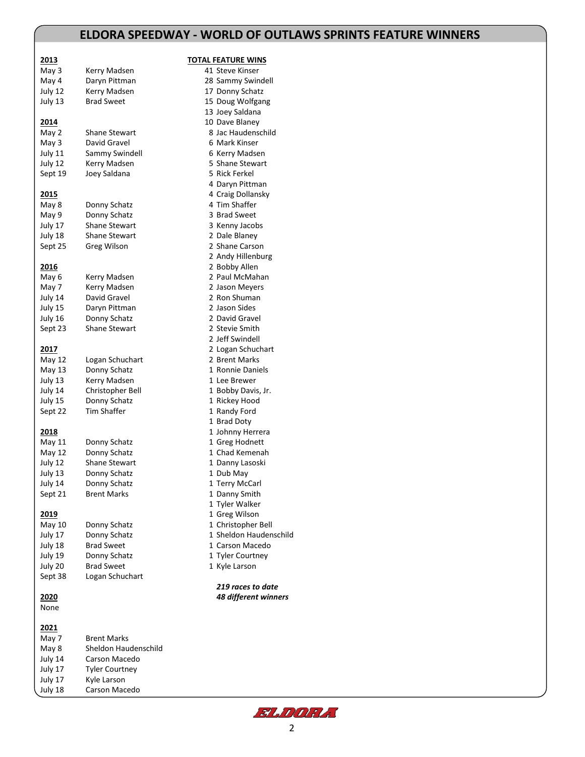# ELDORA SPEEDWAY - WORLD OF OUTLAWS SPRINTS FEATURE WINNERS

**2013**

| | |
|---|---|
| May 3 | Kerry Madsen |
| May 4 | Daryn Pittman |
| July 12 | Kerry Madsen |
| July 13 | Brad Sweet |

**2014**

| | |
|---|---|
| May 2 | Shane Stewart |
| May 3 | David Gravel |
| July 11 | Sammy Swindell |
| July 12 | Kerry Madsen |
| Sept 19 | Joey Saldana |

**2015**

| | |
|---|---|
| May 8 | Donny Schatz |
| May 9 | Donny Schatz |
| July 17 | Shane Stewart |
| July 18 | Shane Stewart |
| Sept 25 | Greg Wilson |

**2016**

| | |
|---|---|
| May 6 | Kerry Madsen |
| May 7 | Kerry Madsen |
| July 14 | David Gravel |
| July 15 | Daryn Pittman |
| July 16 | Donny Schatz |
| Sept 23 | Shane Stewart |

**2017**

| | |
|---|---|
| May 12 | Logan Schuchart |
| May 13 | Donny Schatz |
| July 13 | Kerry Madsen |
| July 14 | Christopher Bell |
| July 15 | Donny Schatz |
| Sept 22 | Tim Shaffer |

**2018**

| | |
|---|---|
| May 11 | Donny Schatz |
| May 12 | Donny Schatz |
| July 12 | Shane Stewart |
| July 13 | Donny Schatz |
| July 14 | Donny Schatz |
| Sept 21 | Brent Marks |

**2019**

| | |
|---|---|
| May 10 | Donny Schatz |
| July 17 | Donny Schatz |
| July 18 | Brad Sweet |
| July 19 | Donny Schatz |
| July 20 | Brad Sweet |
| Sept 38 | Logan Schuchart |

**2020**

None

**2021**

| | |
|---|---|
| May 7 | Brent Marks |
| May 8 | Sheldon Haudenschild |
| July 14 | Carson Macedo |
| July 17 | Tyler Courtney |
| July 17 | Kyle Larson |
| July 18 | Carson Macedo |

**TOTAL FEATURE WINS**

| | |
|---|---|
| 41 | Steve Kinser |
| 28 | Sammy Swindell |
| 17 | Donny Schatz |
| 15 | Doug Wolfgang |
| 13 | Joey Saldana |
| 10 | Dave Blaney |
| 8 | Jac Haudenschild |
| 6 | Mark Kinser |
| 6 | Kerry Madsen |
| 5 | Shane Stewart |
| 5 | Rick Ferkel |
| 4 | Daryn Pittman |
| 4 | Craig Dollansky |
| 4 | Tim Shaffer |
| 3 | Brad Sweet |
| 3 | Kenny Jacobs |
| 2 | Dale Blaney |
| 2 | Shane Carson |
| 2 | Andy Hillenburg |
| 2 | Bobby Allen |
| 2 | Paul McMahan |
| 2 | Jason Meyers |
| 2 | Ron Shuman |
| 2 | Jason Sides |
| 2 | David Gravel |
| 2 | Stevie Smith |
| 2 | Jeff Swindell |
| 2 | Logan Schuchart |
| 2 | Brent Marks |
| 1 | Ronnie Daniels |
| 1 | Lee Brewer |
| 1 | Bobby Davis, Jr. |
| 1 | Rickey Hood |
| 1 | Randy Ford |
| 1 | Brad Doty |
| 1 | Johnny Herrera |
| 1 | Greg Hodnett |
| 1 | Chad Kemenah |
| 1 | Danny Lasoski |
| 1 | Dub May |
| 1 | Terry McCarl |
| 1 | Danny Smith |
| 1 | Tyler Walker |
| 1 | Greg Wilson |
| 1 | Christopher Bell |
| 1 | Sheldon Haudenschild |
| 1 | Carson Macedo |
| 1 | Tyler Courtney |
| 1 | Kyle Larson |

***219 races to date***

***48 different winners***